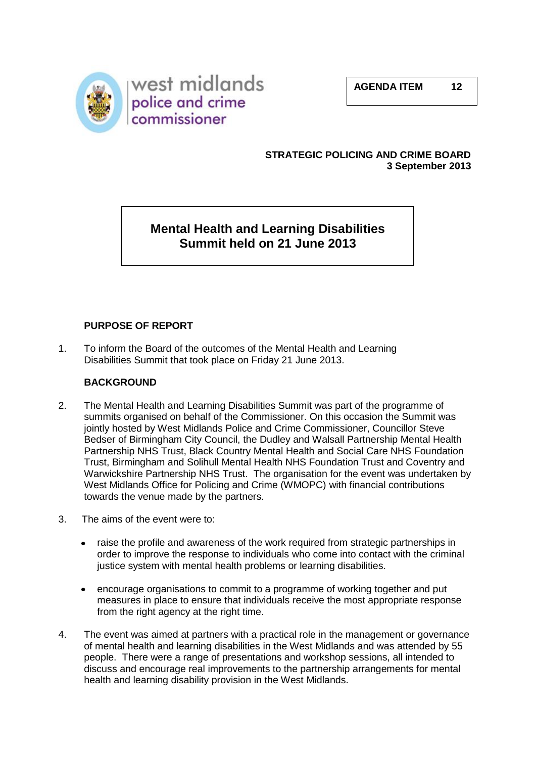west midlands police and crime commissioner

**AGENDA ITEM 12**

**STRATEGIC POLICING AND CRIME BOARD**
**3 September 2013**

# Mental Health and Learning Disabilities Summit held on 21 June 2013

## PURPOSE OF REPORT

1. To inform the Board of the outcomes of the Mental Health and Learning Disabilities Summit that took place on Friday 21 June 2013.

## BACKGROUND

2. The Mental Health and Learning Disabilities Summit was part of the programme of summits organised on behalf of the Commissioner. On this occasion the Summit was jointly hosted by West Midlands Police and Crime Commissioner, Councillor Steve Bedser of Birmingham City Council, the Dudley and Walsall Partnership Mental Health Partnership NHS Trust, Black Country Mental Health and Social Care NHS Foundation Trust, Birmingham and Solihull Mental Health NHS Foundation Trust and Coventry and Warwickshire Partnership NHS Trust. The organisation for the event was undertaken by West Midlands Office for Policing and Crime (WMOPC) with financial contributions towards the venue made by the partners.

3. The aims of the event were to:

   - raise the profile and awareness of the work required from strategic partnerships in order to improve the response to individuals who come into contact with the criminal justice system with mental health problems or learning disabilities.

   - encourage organisations to commit to a programme of working together and put measures in place to ensure that individuals receive the most appropriate response from the right agency at the right time.

4. The event was aimed at partners with a practical role in the management or governance of mental health and learning disabilities in the West Midlands and was attended by 55 people. There were a range of presentations and workshop sessions, all intended to discuss and encourage real improvements to the partnership arrangements for mental health and learning disability provision in the West Midlands.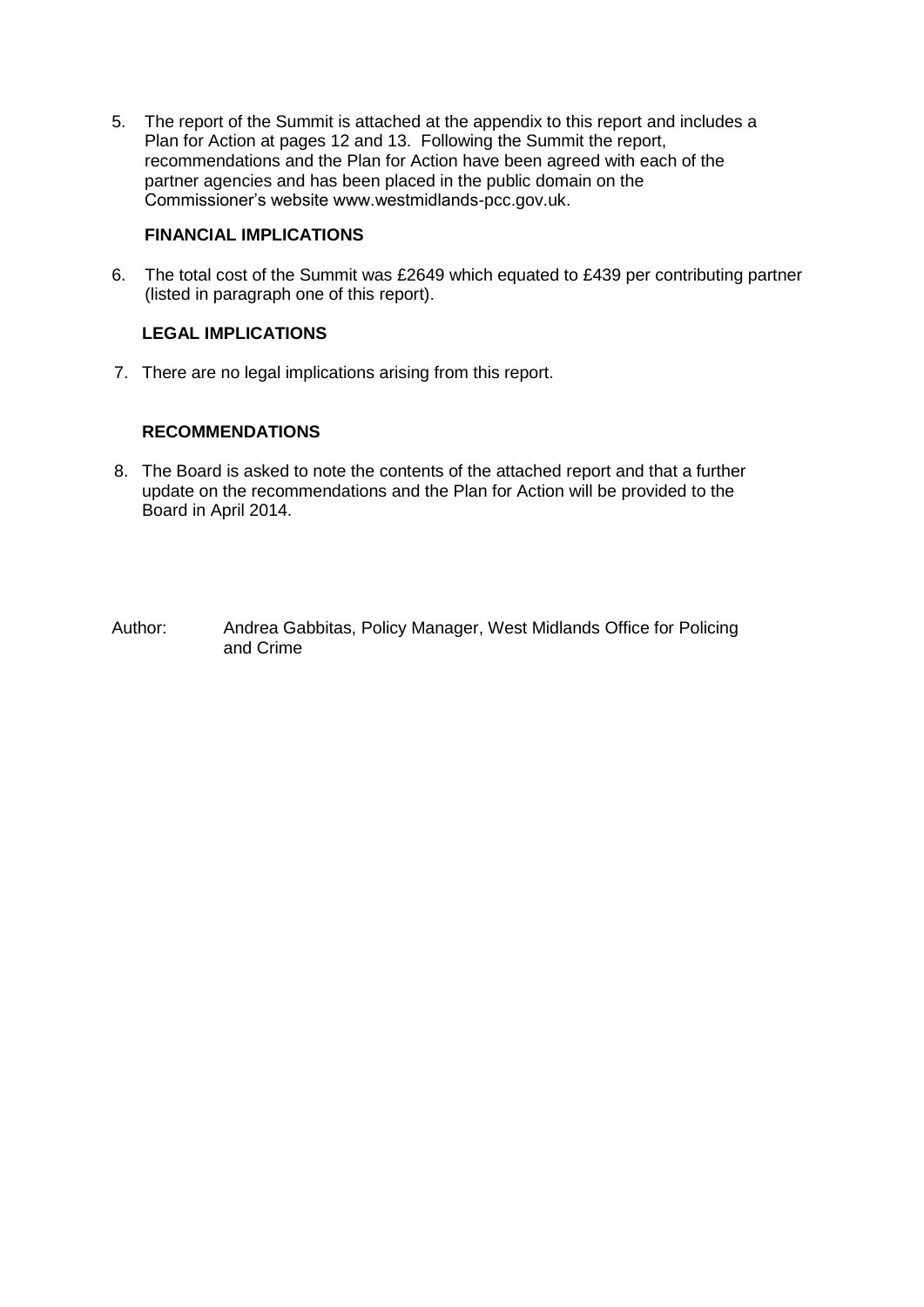5. The report of the Summit is attached at the appendix to this report and includes a Plan for Action at pages 12 and 13. Following the Summit the report, recommendations and the Plan for Action have been agreed with each of the partner agencies and has been placed in the public domain on the Commissioner's website www.westmidlands-pcc.gov.uk.

**FINANCIAL IMPLICATIONS**

6. The total cost of the Summit was £2649 which equated to £439 per contributing partner (listed in paragraph one of this report).

**LEGAL IMPLICATIONS**

7. There are no legal implications arising from this report.

**RECOMMENDATIONS**

8. The Board is asked to note the contents of the attached report and that a further update on the recommendations and the Plan for Action will be provided to the Board in April 2014.

Author: Andrea Gabbitas, Policy Manager, West Midlands Office for Policing and Crime